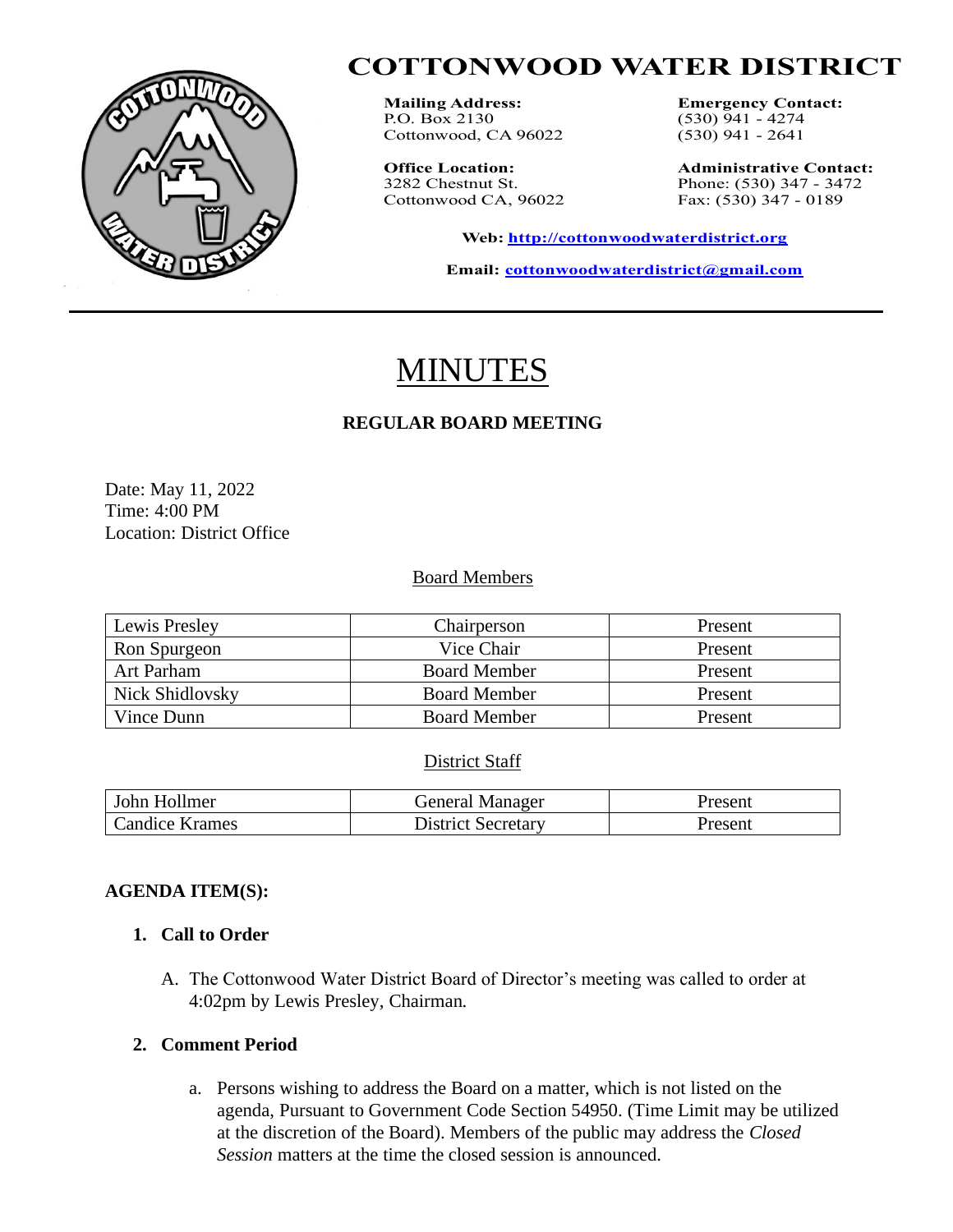# COTTONWOOD WATER DISTRICT

**Mailing Address:**
P.O. Box 2130
Cottonwood, CA 96022

**Emergency Contact:**
(530) 941 - 4274
(530) 941 - 2641

**Office Location:**
3282 Chestnut St.
Cottonwood CA, 96022

**Administrative Contact:**
Phone: (530) 347 - 3472
Fax: (530) 347 - 0189

**Web:** http://cottonwoodwaterdistrict.org

**Email:** cottonwoodwaterdistrict@gmail.com

---

# MINUTES

## REGULAR BOARD MEETING

Date: May 11, 2022
Time: 4:00 PM
Location: District Office

Board Members

| Name | Position | Status |
|---|---|---|
| Lewis Presley | Chairperson | Present |
| Ron Spurgeon | Vice Chair | Present |
| Art Parham | Board Member | Present |
| Nick Shidlovsky | Board Member | Present |
| Vince Dunn | Board Member | Present |

District Staff

| Name | Position | Status |
|---|---|---|
| John Hollmer | General Manager | Present |
| Candice Krames | District Secretary | Present |

**AGENDA ITEM(S):**

1. **Call to Order**

   A. The Cottonwood Water District Board of Director's meeting was called to order at 4:02pm by Lewis Presley, Chairman.

2. **Comment Period**

   a. Persons wishing to address the Board on a matter, which is not listed on the agenda, Pursuant to Government Code Section 54950. (Time Limit may be utilized at the discretion of the Board). Members of the public may address the *Closed Session* matters at the time the closed session is announced.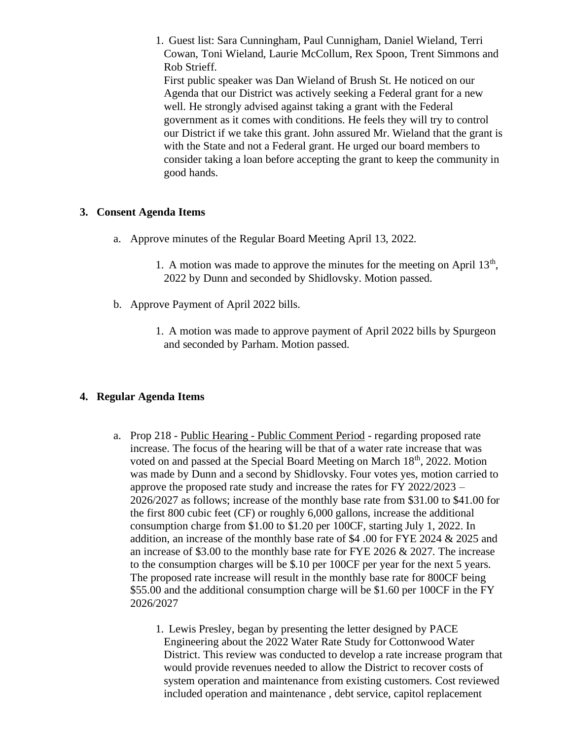1. Guest list: Sara Cunningham, Paul Cunnigham, Daniel Wieland, Terri Cowan, Toni Wieland, Laurie McCollum, Rex Spoon, Trent Simmons and Rob Strieff.
   First public speaker was Dan Wieland of Brush St. He noticed on our Agenda that our District was actively seeking a Federal grant for a new well. He strongly advised against taking a grant with the Federal government as it comes with conditions. He feels they will try to control our District if we take this grant. John assured Mr. Wieland that the grant is with the State and not a Federal grant. He urged our board members to consider taking a loan before accepting the grant to keep the community in good hands.

## 3. Consent Agenda Items

a. Approve minutes of the Regular Board Meeting April 13, 2022.

   1. A motion was made to approve the minutes for the meeting on April 13th, 2022 by Dunn and seconded by Shidlovsky. Motion passed.

b. Approve Payment of April 2022 bills.

   1. A motion was made to approve payment of April 2022 bills by Spurgeon and seconded by Parham. Motion passed.

## 4. Regular Agenda Items

a. Prop 218 - Public Hearing - Public Comment Period - regarding proposed rate increase. The focus of the hearing will be that of a water rate increase that was voted on and passed at the Special Board Meeting on March 18th, 2022. Motion was made by Dunn and a second by Shidlovsky. Four votes yes, motion carried to approve the proposed rate study and increase the rates for FY 2022/2023 – 2026/2027 as follows; increase of the monthly base rate from $31.00 to $41.00 for the first 800 cubic feet (CF) or roughly 6,000 gallons, increase the additional consumption charge from $1.00 to $1.20 per 100CF, starting July 1, 2022. In addition, an increase of the monthly base rate of $4 .00 for FYE 2024 & 2025 and an increase of $3.00 to the monthly base rate for FYE 2026 & 2027. The increase to the consumption charges will be $.10 per 100CF per year for the next 5 years. The proposed rate increase will result in the monthly base rate for 800CF being $55.00 and the additional consumption charge will be $1.60 per 100CF in the FY 2026/2027

   1. Lewis Presley, began by presenting the letter designed by PACE Engineering about the 2022 Water Rate Study for Cottonwood Water District. This review was conducted to develop a rate increase program that would provide revenues needed to allow the District to recover costs of system operation and maintenance from existing customers. Cost reviewed included operation and maintenance , debt service, capitol replacement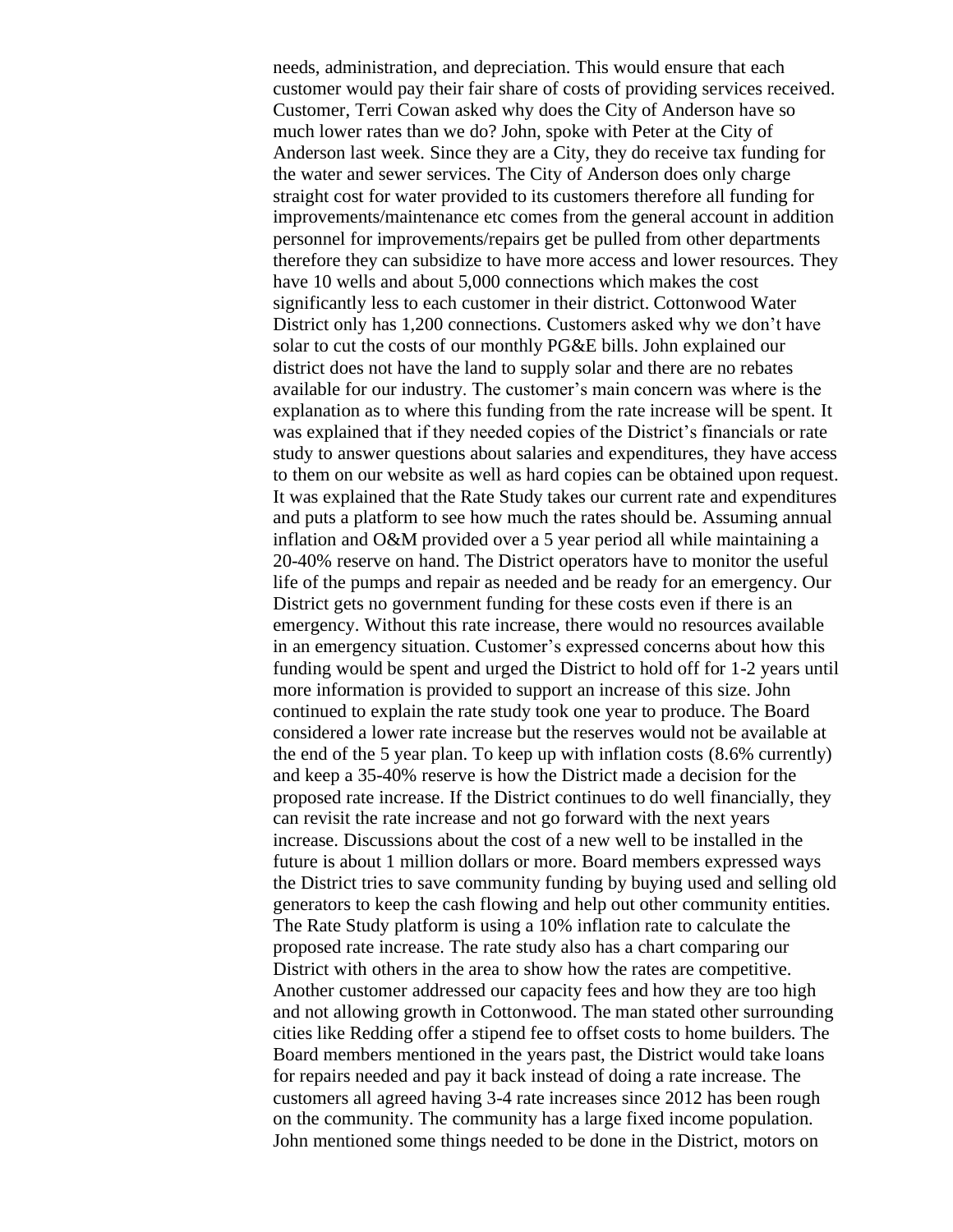needs, administration, and depreciation. This would ensure that each customer would pay their fair share of costs of providing services received. Customer, Terri Cowan asked why does the City of Anderson have so much lower rates than we do? John, spoke with Peter at the City of Anderson last week. Since they are a City, they do receive tax funding for the water and sewer services. The City of Anderson does only charge straight cost for water provided to its customers therefore all funding for improvements/maintenance etc comes from the general account in addition personnel for improvements/repairs get be pulled from other departments therefore they can subsidize to have more access and lower resources. They have 10 wells and about 5,000 connections which makes the cost significantly less to each customer in their district. Cottonwood Water District only has 1,200 connections. Customers asked why we don't have solar to cut the costs of our monthly PG&E bills. John explained our district does not have the land to supply solar and there are no rebates available for our industry. The customer's main concern was where is the explanation as to where this funding from the rate increase will be spent. It was explained that if they needed copies of the District's financials or rate study to answer questions about salaries and expenditures, they have access to them on our website as well as hard copies can be obtained upon request. It was explained that the Rate Study takes our current rate and expenditures and puts a platform to see how much the rates should be. Assuming annual inflation and O&M provided over a 5 year period all while maintaining a 20-40% reserve on hand. The District operators have to monitor the useful life of the pumps and repair as needed and be ready for an emergency. Our District gets no government funding for these costs even if there is an emergency. Without this rate increase, there would no resources available in an emergency situation. Customer's expressed concerns about how this funding would be spent and urged the District to hold off for 1-2 years until more information is provided to support an increase of this size. John continued to explain the rate study took one year to produce. The Board considered a lower rate increase but the reserves would not be available at the end of the 5 year plan. To keep up with inflation costs (8.6% currently) and keep a 35-40% reserve is how the District made a decision for the proposed rate increase. If the District continues to do well financially, they can revisit the rate increase and not go forward with the next years increase. Discussions about the cost of a new well to be installed in the future is about 1 million dollars or more. Board members expressed ways the District tries to save community funding by buying used and selling old generators to keep the cash flowing and help out other community entities. The Rate Study platform is using a 10% inflation rate to calculate the proposed rate increase. The rate study also has a chart comparing our District with others in the area to show how the rates are competitive. Another customer addressed our capacity fees and how they are too high and not allowing growth in Cottonwood. The man stated other surrounding cities like Redding offer a stipend fee to offset costs to home builders. The Board members mentioned in the years past, the District would take loans for repairs needed and pay it back instead of doing a rate increase. The customers all agreed having 3-4 rate increases since 2012 has been rough on the community. The community has a large fixed income population. John mentioned some things needed to be done in the District, motors on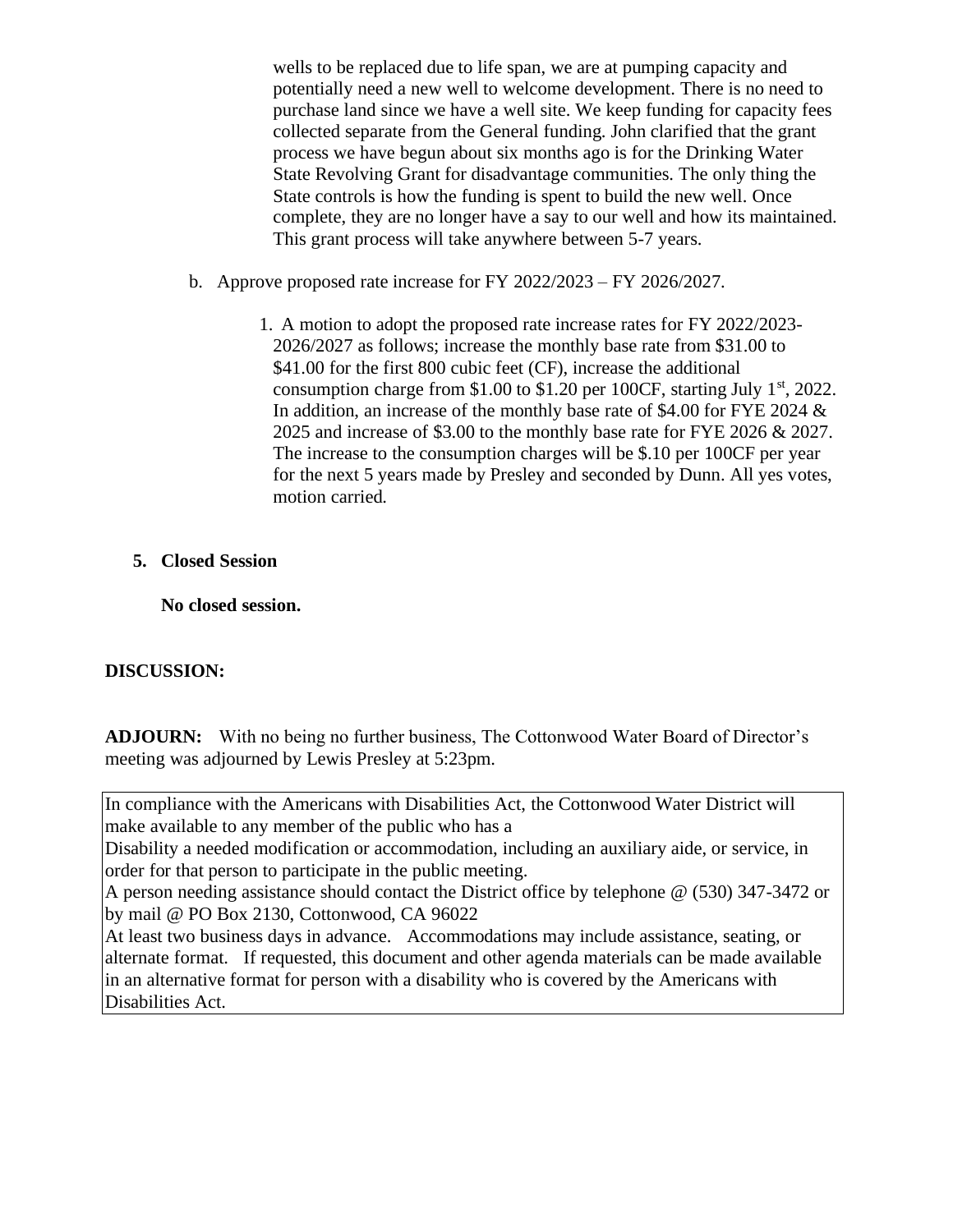wells to be replaced due to life span, we are at pumping capacity and potentially need a new well to welcome development. There is no need to purchase land since we have a well site. We keep funding for capacity fees collected separate from the General funding. John clarified that the grant process we have begun about six months ago is for the Drinking Water State Revolving Grant for disadvantage communities. The only thing the State controls is how the funding is spent to build the new well. Once complete, they are no longer have a say to our well and how its maintained. This grant process will take anywhere between 5-7 years.

b. Approve proposed rate increase for FY 2022/2023 – FY 2026/2027.

   1. A motion to adopt the proposed rate increase rates for FY 2022/2023-2026/2027 as follows; increase the monthly base rate from $31.00 to $41.00 for the first 800 cubic feet (CF), increase the additional consumption charge from $1.00 to $1.20 per 100CF, starting July 1st, 2022. In addition, an increase of the monthly base rate of $4.00 for FYE 2024 & 2025 and increase of $3.00 to the monthly base rate for FYE 2026 & 2027. The increase to the consumption charges will be $.10 per 100CF per year for the next 5 years made by Presley and seconded by Dunn. All yes votes, motion carried.

**5. Closed Session**

**No closed session.**

**DISCUSSION:**

**ADJOURN:** With no being no further business, The Cottonwood Water Board of Director's meeting was adjourned by Lewis Presley at 5:23pm.

In compliance with the Americans with Disabilities Act, the Cottonwood Water District will make available to any member of the public who has a
Disability a needed modification or accommodation, including an auxiliary aide, or service, in order for that person to participate in the public meeting.
A person needing assistance should contact the District office by telephone @ (530) 347-3472 or by mail @ PO Box 2130, Cottonwood, CA 96022
At least two business days in advance. Accommodations may include assistance, seating, or alternate format. If requested, this document and other agenda materials can be made available in an alternative format for person with a disability who is covered by the Americans with Disabilities Act.